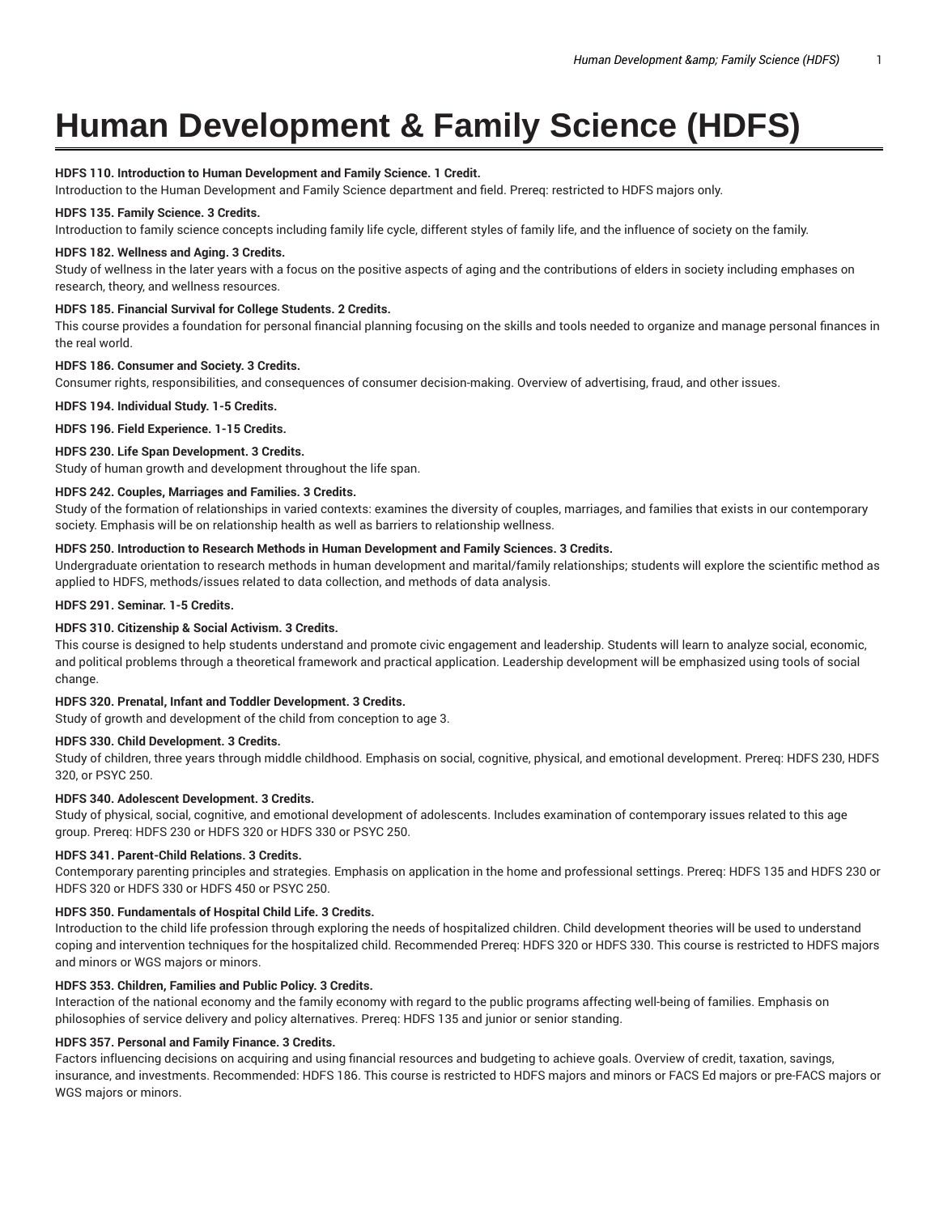# Human Development & Family Science (HDFS)

**HDFS 110. Introduction to Human Development and Family Science. 1 Credit.**
Introduction to the Human Development and Family Science department and field. Prereq: restricted to HDFS majors only.

**HDFS 135. Family Science. 3 Credits.**
Introduction to family science concepts including family life cycle, different styles of family life, and the influence of society on the family.

**HDFS 182. Wellness and Aging. 3 Credits.**
Study of wellness in the later years with a focus on the positive aspects of aging and the contributions of elders in society including emphases on research, theory, and wellness resources.

**HDFS 185. Financial Survival for College Students. 2 Credits.**
This course provides a foundation for personal financial planning focusing on the skills and tools needed to organize and manage personal finances in the real world.

**HDFS 186. Consumer and Society. 3 Credits.**
Consumer rights, responsibilities, and consequences of consumer decision-making. Overview of advertising, fraud, and other issues.

**HDFS 194. Individual Study. 1-5 Credits.**

**HDFS 196. Field Experience. 1-15 Credits.**

**HDFS 230. Life Span Development. 3 Credits.**
Study of human growth and development throughout the life span.

**HDFS 242. Couples, Marriages and Families. 3 Credits.**
Study of the formation of relationships in varied contexts: examines the diversity of couples, marriages, and families that exists in our contemporary society. Emphasis will be on relationship health as well as barriers to relationship wellness.

**HDFS 250. Introduction to Research Methods in Human Development and Family Sciences. 3 Credits.**
Undergraduate orientation to research methods in human development and marital/family relationships; students will explore the scientific method as applied to HDFS, methods/issues related to data collection, and methods of data analysis.

**HDFS 291. Seminar. 1-5 Credits.**

**HDFS 310. Citizenship & Social Activism. 3 Credits.**
This course is designed to help students understand and promote civic engagement and leadership. Students will learn to analyze social, economic, and political problems through a theoretical framework and practical application. Leadership development will be emphasized using tools of social change.

**HDFS 320. Prenatal, Infant and Toddler Development. 3 Credits.**
Study of growth and development of the child from conception to age 3.

**HDFS 330. Child Development. 3 Credits.**
Study of children, three years through middle childhood. Emphasis on social, cognitive, physical, and emotional development. Prereq: HDFS 230, HDFS 320, or PSYC 250.

**HDFS 340. Adolescent Development. 3 Credits.**
Study of physical, social, cognitive, and emotional development of adolescents. Includes examination of contemporary issues related to this age group. Prereq: HDFS 230 or HDFS 320 or HDFS 330 or PSYC 250.

**HDFS 341. Parent-Child Relations. 3 Credits.**
Contemporary parenting principles and strategies. Emphasis on application in the home and professional settings. Prereq: HDFS 135 and HDFS 230 or HDFS 320 or HDFS 330 or HDFS 450 or PSYC 250.

**HDFS 350. Fundamentals of Hospital Child Life. 3 Credits.**
Introduction to the child life profession through exploring the needs of hospitalized children. Child development theories will be used to understand coping and intervention techniques for the hospitalized child. Recommended Prereq: HDFS 320 or HDFS 330. This course is restricted to HDFS majors and minors or WGS majors or minors.

**HDFS 353. Children, Families and Public Policy. 3 Credits.**
Interaction of the national economy and the family economy with regard to the public programs affecting well-being of families. Emphasis on philosophies of service delivery and policy alternatives. Prereq: HDFS 135 and junior or senior standing.

**HDFS 357. Personal and Family Finance. 3 Credits.**
Factors influencing decisions on acquiring and using financial resources and budgeting to achieve goals. Overview of credit, taxation, savings, insurance, and investments. Recommended: HDFS 186. This course is restricted to HDFS majors and minors or FACS Ed majors or pre-FACS majors or WGS majors or minors.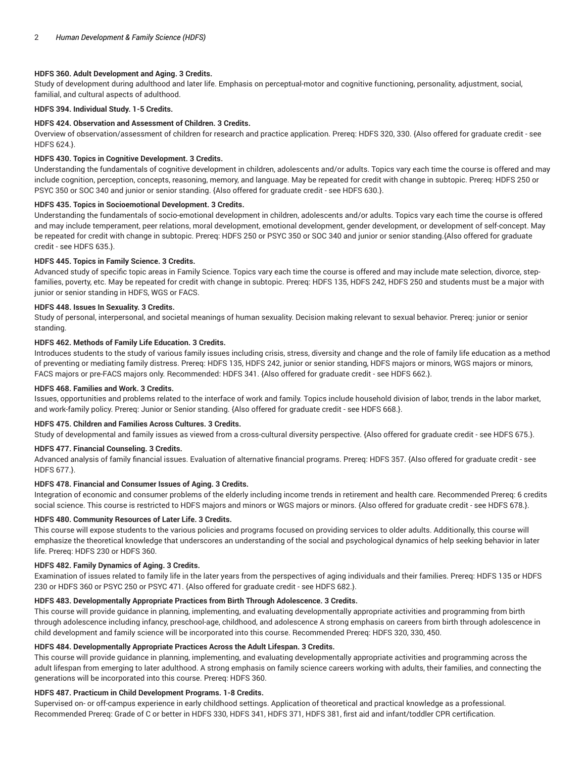**HDFS 360. Adult Development and Aging. 3 Credits.**
Study of development during adulthood and later life. Emphasis on perceptual-motor and cognitive functioning, personality, adjustment, social, familial, and cultural aspects of adulthood.

**HDFS 394. Individual Study. 1-5 Credits.**

**HDFS 424. Observation and Assessment of Children. 3 Credits.**
Overview of observation/assessment of children for research and practice application. Prereq: HDFS 320, 330. {Also offered for graduate credit - see HDFS 624.}.

**HDFS 430. Topics in Cognitive Development. 3 Credits.**
Understanding the fundamentals of cognitive development in children, adolescents and/or adults. Topics vary each time the course is offered and may include cognition, perception, concepts, reasoning, memory, and language. May be repeated for credit with change in subtopic. Prereq: HDFS 250 or PSYC 350 or SOC 340 and junior or senior standing. {Also offered for graduate credit - see HDFS 630.}.

**HDFS 435. Topics in Socioemotional Development. 3 Credits.**
Understanding the fundamentals of socio-emotional development in children, adolescents and/or adults. Topics vary each time the course is offered and may include temperament, peer relations, moral development, emotional development, gender development, or development of self-concept. May be repeated for credit with change in subtopic. Prereq: HDFS 250 or PSYC 350 or SOC 340 and junior or senior standing.{Also offered for graduate credit - see HDFS 635.}.

**HDFS 445. Topics in Family Science. 3 Credits.**
Advanced study of specific topic areas in Family Science. Topics vary each time the course is offered and may include mate selection, divorce, step-families, poverty, etc. May be repeated for credit with change in subtopic. Prereq: HDFS 135, HDFS 242, HDFS 250 and students must be a major with junior or senior standing in HDFS, WGS or FACS.

**HDFS 448. Issues In Sexuality. 3 Credits.**
Study of personal, interpersonal, and societal meanings of human sexuality. Decision making relevant to sexual behavior. Prereq: junior or senior standing.

**HDFS 462. Methods of Family Life Education. 3 Credits.**
Introduces students to the study of various family issues including crisis, stress, diversity and change and the role of family life education as a method of preventing or mediating family distress. Prereq: HDFS 135, HDFS 242, junior or senior standing, HDFS majors or minors, WGS majors or minors, FACS majors or pre-FACS majors only. Recommended: HDFS 341. {Also offered for graduate credit - see HDFS 662.}.

**HDFS 468. Families and Work. 3 Credits.**
Issues, opportunities and problems related to the interface of work and family. Topics include household division of labor, trends in the labor market, and work-family policy. Prereq: Junior or Senior standing. {Also offered for graduate credit - see HDFS 668.}.

**HDFS 475. Children and Families Across Cultures. 3 Credits.**
Study of developmental and family issues as viewed from a cross-cultural diversity perspective. {Also offered for graduate credit - see HDFS 675.}.

**HDFS 477. Financial Counseling. 3 Credits.**
Advanced analysis of family financial issues. Evaluation of alternative financial programs. Prereq: HDFS 357. {Also offered for graduate credit - see HDFS 677.}.

**HDFS 478. Financial and Consumer Issues of Aging. 3 Credits.**
Integration of economic and consumer problems of the elderly including income trends in retirement and health care. Recommended Prereq: 6 credits social science. This course is restricted to HDFS majors and minors or WGS majors or minors. {Also offered for graduate credit - see HDFS 678.}.

**HDFS 480. Community Resources of Later Life. 3 Credits.**
This course will expose students to the various policies and programs focused on providing services to older adults. Additionally, this course will emphasize the theoretical knowledge that underscores an understanding of the social and psychological dynamics of help seeking behavior in later life. Prereq: HDFS 230 or HDFS 360.

**HDFS 482. Family Dynamics of Aging. 3 Credits.**
Examination of issues related to family life in the later years from the perspectives of aging individuals and their families. Prereq: HDFS 135 or HDFS 230 or HDFS 360 or PSYC 250 or PSYC 471. {Also offered for graduate credit - see HDFS 682.}.

**HDFS 483. Developmentally Appropriate Practices from Birth Through Adolescence. 3 Credits.**
This course will provide guidance in planning, implementing, and evaluating developmentally appropriate activities and programming from birth through adolescence including infancy, preschool-age, childhood, and adolescence A strong emphasis on careers from birth through adolescence in child development and family science will be incorporated into this course. Recommended Prereq: HDFS 320, 330, 450.

**HDFS 484. Developmentally Appropriate Practices Across the Adult Lifespan. 3 Credits.**
This course will provide guidance in planning, implementing, and evaluating developmentally appropriate activities and programming across the adult lifespan from emerging to later adulthood. A strong emphasis on family science careers working with adults, their families, and connecting the generations will be incorporated into this course. Prereq: HDFS 360.

**HDFS 487. Practicum in Child Development Programs. 1-8 Credits.**
Supervised on- or off-campus experience in early childhood settings. Application of theoretical and practical knowledge as a professional. Recommended Prereq: Grade of C or better in HDFS 330, HDFS 341, HDFS 371, HDFS 381, first aid and infant/toddler CPR certification.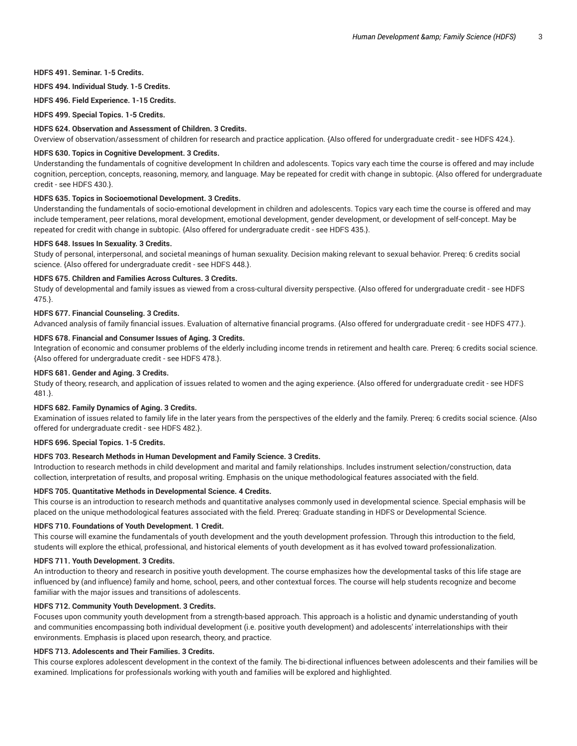**HDFS 491. Seminar. 1-5 Credits.**

**HDFS 494. Individual Study. 1-5 Credits.**

**HDFS 496. Field Experience. 1-15 Credits.**

**HDFS 499. Special Topics. 1-5 Credits.**

**HDFS 624. Observation and Assessment of Children. 3 Credits.**

Overview of observation/assessment of children for research and practice application. {Also offered for undergraduate credit - see HDFS 424.}.

**HDFS 630. Topics in Cognitive Development. 3 Credits.**

Understanding the fundamentals of cognitive development In children and adolescents. Topics vary each time the course is offered and may include cognition, perception, concepts, reasoning, memory, and language. May be repeated for credit with change in subtopic. {Also offered for undergraduate credit - see HDFS 430.}.

**HDFS 635. Topics in Socioemotional Development. 3 Credits.**

Understanding the fundamentals of socio-emotional development in children and adolescents. Topics vary each time the course is offered and may include temperament, peer relations, moral development, emotional development, gender development, or development of self-concept. May be repeated for credit with change in subtopic. {Also offered for undergraduate credit - see HDFS 435.}.

**HDFS 648. Issues In Sexuality. 3 Credits.**

Study of personal, interpersonal, and societal meanings of human sexuality. Decision making relevant to sexual behavior. Prereq: 6 credits social science. {Also offered for undergraduate credit - see HDFS 448.}.

**HDFS 675. Children and Families Across Cultures. 3 Credits.**

Study of developmental and family issues as viewed from a cross-cultural diversity perspective. {Also offered for undergraduate credit - see HDFS 475.}.

**HDFS 677. Financial Counseling. 3 Credits.**

Advanced analysis of family financial issues. Evaluation of alternative financial programs. {Also offered for undergraduate credit - see HDFS 477.}.

**HDFS 678. Financial and Consumer Issues of Aging. 3 Credits.**

Integration of economic and consumer problems of the elderly including income trends in retirement and health care. Prereq: 6 credits social science. {Also offered for undergraduate credit - see HDFS 478.}.

**HDFS 681. Gender and Aging. 3 Credits.**

Study of theory, research, and application of issues related to women and the aging experience. {Also offered for undergraduate credit - see HDFS 481.}.

**HDFS 682. Family Dynamics of Aging. 3 Credits.**

Examination of issues related to family life in the later years from the perspectives of the elderly and the family. Prereq: 6 credits social science. {Also offered for undergraduate credit - see HDFS 482.}.

**HDFS 696. Special Topics. 1-5 Credits.**

**HDFS 703. Research Methods in Human Development and Family Science. 3 Credits.**

Introduction to research methods in child development and marital and family relationships. Includes instrument selection/construction, data collection, interpretation of results, and proposal writing. Emphasis on the unique methodological features associated with the field.

**HDFS 705. Quantitative Methods in Developmental Science. 4 Credits.**

This course is an introduction to research methods and quantitative analyses commonly used in developmental science. Special emphasis will be placed on the unique methodological features associated with the field. Prereq: Graduate standing in HDFS or Developmental Science.

**HDFS 710. Foundations of Youth Development. 1 Credit.**

This course will examine the fundamentals of youth development and the youth development profession. Through this introduction to the field, students will explore the ethical, professional, and historical elements of youth development as it has evolved toward professionalization.

**HDFS 711. Youth Development. 3 Credits.**

An introduction to theory and research in positive youth development. The course emphasizes how the developmental tasks of this life stage are influenced by (and influence) family and home, school, peers, and other contextual forces. The course will help students recognize and become familiar with the major issues and transitions of adolescents.

**HDFS 712. Community Youth Development. 3 Credits.**

Focuses upon community youth development from a strength-based approach. This approach is a holistic and dynamic understanding of youth and communities encompassing both individual development (i.e. positive youth development) and adolescents' interrelationships with their environments. Emphasis is placed upon research, theory, and practice.

**HDFS 713. Adolescents and Their Families. 3 Credits.**

This course explores adolescent development in the context of the family. The bi-directional influences between adolescents and their families will be examined. Implications for professionals working with youth and families will be explored and highlighted.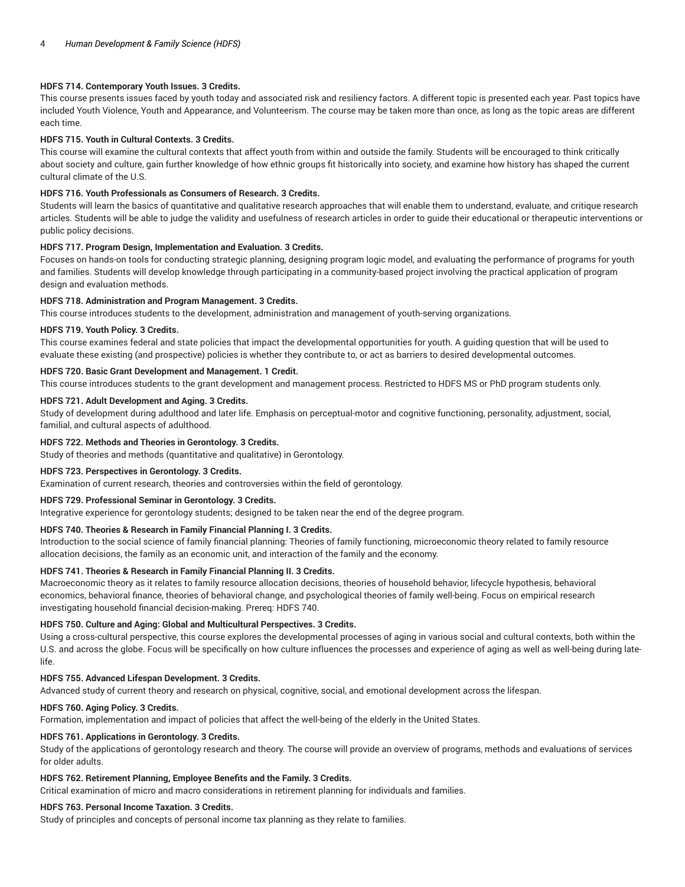**HDFS 714. Contemporary Youth Issues. 3 Credits.**

This course presents issues faced by youth today and associated risk and resiliency factors. A different topic is presented each year. Past topics have included Youth Violence, Youth and Appearance, and Volunteerism. The course may be taken more than once, as long as the topic areas are different each time.

**HDFS 715. Youth in Cultural Contexts. 3 Credits.**

This course will examine the cultural contexts that affect youth from within and outside the family. Students will be encouraged to think critically about society and culture, gain further knowledge of how ethnic groups fit historically into society, and examine how history has shaped the current cultural climate of the U.S.

**HDFS 716. Youth Professionals as Consumers of Research. 3 Credits.**

Students will learn the basics of quantitative and qualitative research approaches that will enable them to understand, evaluate, and critique research articles. Students will be able to judge the validity and usefulness of research articles in order to guide their educational or therapeutic interventions or public policy decisions.

**HDFS 717. Program Design, Implementation and Evaluation. 3 Credits.**

Focuses on hands-on tools for conducting strategic planning, designing program logic model, and evaluating the performance of programs for youth and families. Students will develop knowledge through participating in a community-based project involving the practical application of program design and evaluation methods.

**HDFS 718. Administration and Program Management. 3 Credits.**

This course introduces students to the development, administration and management of youth-serving organizations.

**HDFS 719. Youth Policy. 3 Credits.**

This course examines federal and state policies that impact the developmental opportunities for youth. A guiding question that will be used to evaluate these existing (and prospective) policies is whether they contribute to, or act as barriers to desired developmental outcomes.

**HDFS 720. Basic Grant Development and Management. 1 Credit.**

This course introduces students to the grant development and management process. Restricted to HDFS MS or PhD program students only.

**HDFS 721. Adult Development and Aging. 3 Credits.**

Study of development during adulthood and later life. Emphasis on perceptual-motor and cognitive functioning, personality, adjustment, social, familial, and cultural aspects of adulthood.

**HDFS 722. Methods and Theories in Gerontology. 3 Credits.**

Study of theories and methods (quantitative and qualitative) in Gerontology.

**HDFS 723. Perspectives in Gerontology. 3 Credits.**

Examination of current research, theories and controversies within the field of gerontology.

**HDFS 729. Professional Seminar in Gerontology. 3 Credits.**

Integrative experience for gerontology students; designed to be taken near the end of the degree program.

**HDFS 740. Theories & Research in Family Financial Planning I. 3 Credits.**

Introduction to the social science of family financial planning: Theories of family functioning, microeconomic theory related to family resource allocation decisions, the family as an economic unit, and interaction of the family and the economy.

**HDFS 741. Theories & Research in Family Financial Planning II. 3 Credits.**

Macroeconomic theory as it relates to family resource allocation decisions, theories of household behavior, lifecycle hypothesis, behavioral economics, behavioral finance, theories of behavioral change, and psychological theories of family well-being. Focus on empirical research investigating household financial decision-making. Prereq: HDFS 740.

**HDFS 750. Culture and Aging: Global and Multicultural Perspectives. 3 Credits.**

Using a cross-cultural perspective, this course explores the developmental processes of aging in various social and cultural contexts, both within the U.S. and across the globe. Focus will be specifically on how culture influences the processes and experience of aging as well as well-being during late-life.

**HDFS 755. Advanced Lifespan Development. 3 Credits.**

Advanced study of current theory and research on physical, cognitive, social, and emotional development across the lifespan.

**HDFS 760. Aging Policy. 3 Credits.**

Formation, implementation and impact of policies that affect the well-being of the elderly in the United States.

**HDFS 761. Applications in Gerontology. 3 Credits.**

Study of the applications of gerontology research and theory. The course will provide an overview of programs, methods and evaluations of services for older adults.

**HDFS 762. Retirement Planning, Employee Benefits and the Family. 3 Credits.**

Critical examination of micro and macro considerations in retirement planning for individuals and families.

**HDFS 763. Personal Income Taxation. 3 Credits.**

Study of principles and concepts of personal income tax planning as they relate to families.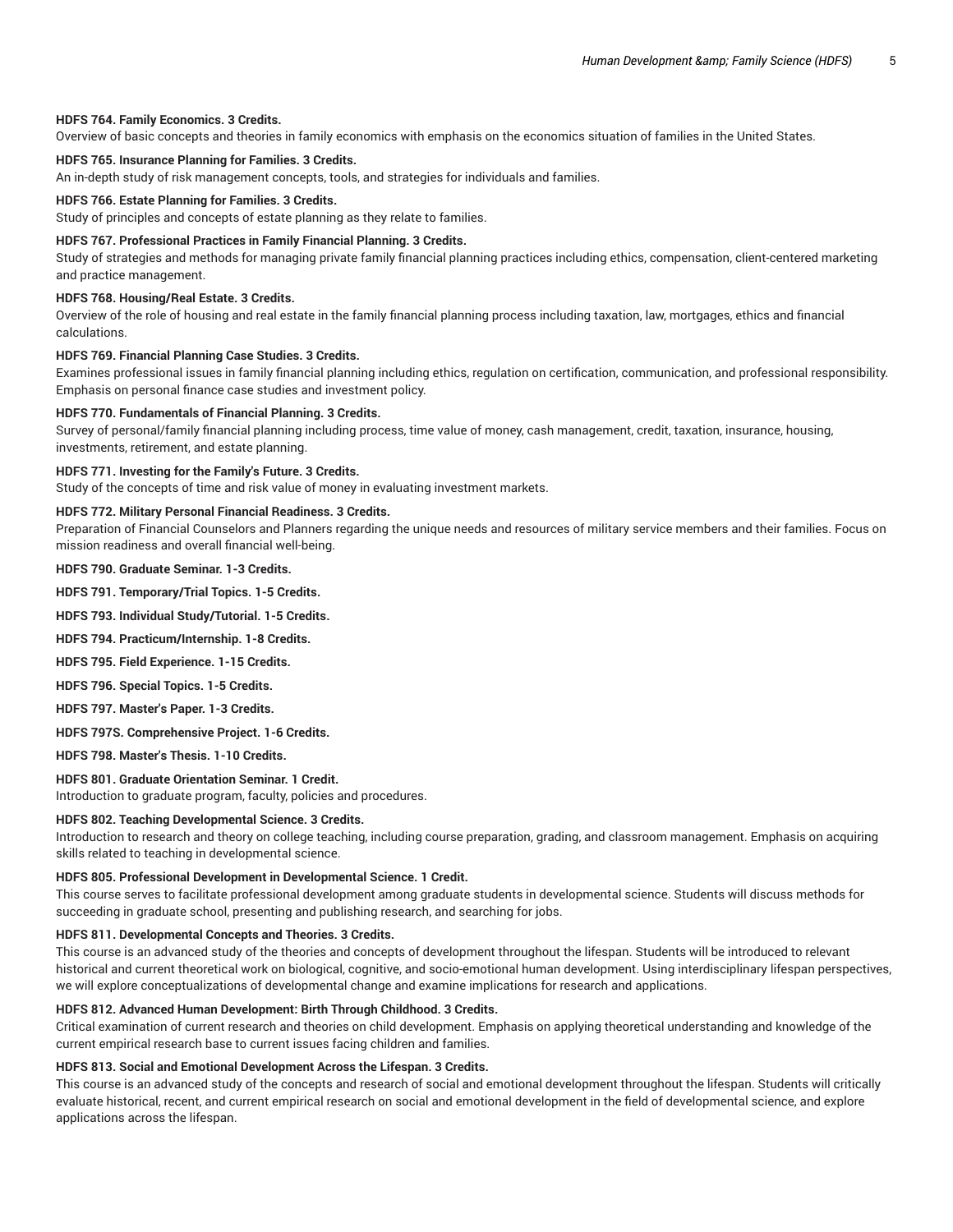**HDFS 764. Family Economics. 3 Credits.**
Overview of basic concepts and theories in family economics with emphasis on the economics situation of families in the United States.

**HDFS 765. Insurance Planning for Families. 3 Credits.**
An in-depth study of risk management concepts, tools, and strategies for individuals and families.

**HDFS 766. Estate Planning for Families. 3 Credits.**
Study of principles and concepts of estate planning as they relate to families.

**HDFS 767. Professional Practices in Family Financial Planning. 3 Credits.**
Study of strategies and methods for managing private family financial planning practices including ethics, compensation, client-centered marketing and practice management.

**HDFS 768. Housing/Real Estate. 3 Credits.**
Overview of the role of housing and real estate in the family financial planning process including taxation, law, mortgages, ethics and financial calculations.

**HDFS 769. Financial Planning Case Studies. 3 Credits.**
Examines professional issues in family financial planning including ethics, regulation on certification, communication, and professional responsibility. Emphasis on personal finance case studies and investment policy.

**HDFS 770. Fundamentals of Financial Planning. 3 Credits.**
Survey of personal/family financial planning including process, time value of money, cash management, credit, taxation, insurance, housing, investments, retirement, and estate planning.

**HDFS 771. Investing for the Family's Future. 3 Credits.**
Study of the concepts of time and risk value of money in evaluating investment markets.

**HDFS 772. Military Personal Financial Readiness. 3 Credits.**
Preparation of Financial Counselors and Planners regarding the unique needs and resources of military service members and their families. Focus on mission readiness and overall financial well-being.

**HDFS 790. Graduate Seminar. 1-3 Credits.**

**HDFS 791. Temporary/Trial Topics. 1-5 Credits.**

**HDFS 793. Individual Study/Tutorial. 1-5 Credits.**

**HDFS 794. Practicum/Internship. 1-8 Credits.**

**HDFS 795. Field Experience. 1-15 Credits.**

**HDFS 796. Special Topics. 1-5 Credits.**

**HDFS 797. Master's Paper. 1-3 Credits.**

**HDFS 797S. Comprehensive Project. 1-6 Credits.**

**HDFS 798. Master's Thesis. 1-10 Credits.**

**HDFS 801. Graduate Orientation Seminar. 1 Credit.**
Introduction to graduate program, faculty, policies and procedures.

**HDFS 802. Teaching Developmental Science. 3 Credits.**
Introduction to research and theory on college teaching, including course preparation, grading, and classroom management. Emphasis on acquiring skills related to teaching in developmental science.

**HDFS 805. Professional Development in Developmental Science. 1 Credit.**
This course serves to facilitate professional development among graduate students in developmental science. Students will discuss methods for succeeding in graduate school, presenting and publishing research, and searching for jobs.

**HDFS 811. Developmental Concepts and Theories. 3 Credits.**
This course is an advanced study of the theories and concepts of development throughout the lifespan. Students will be introduced to relevant historical and current theoretical work on biological, cognitive, and socio-emotional human development. Using interdisciplinary lifespan perspectives, we will explore conceptualizations of developmental change and examine implications for research and applications.

**HDFS 812. Advanced Human Development: Birth Through Childhood. 3 Credits.**
Critical examination of current research and theories on child development. Emphasis on applying theoretical understanding and knowledge of the current empirical research base to current issues facing children and families.

**HDFS 813. Social and Emotional Development Across the Lifespan. 3 Credits.**
This course is an advanced study of the concepts and research of social and emotional development throughout the lifespan. Students will critically evaluate historical, recent, and current empirical research on social and emotional development in the field of developmental science, and explore applications across the lifespan.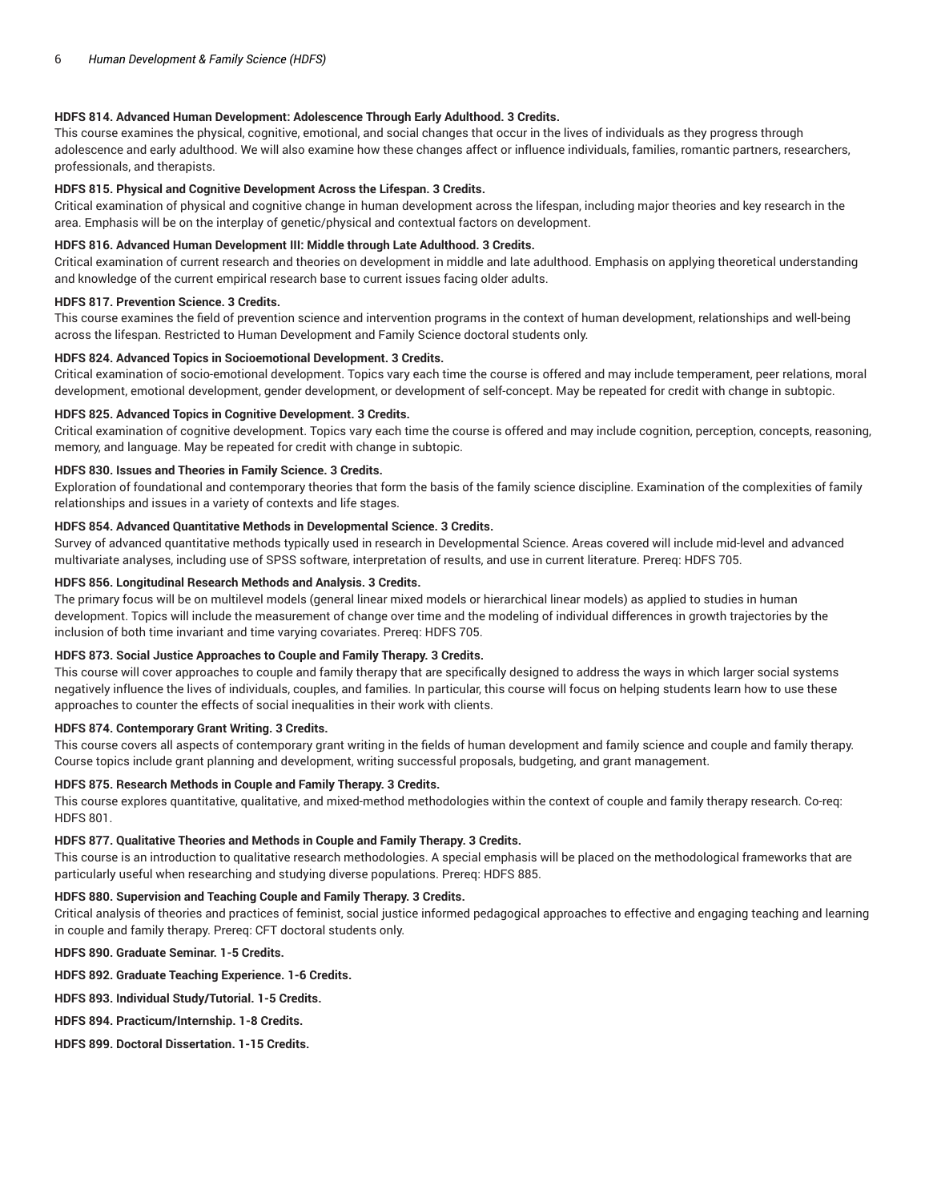**HDFS 814. Advanced Human Development: Adolescence Through Early Adulthood. 3 Credits.**

This course examines the physical, cognitive, emotional, and social changes that occur in the lives of individuals as they progress through adolescence and early adulthood. We will also examine how these changes affect or influence individuals, families, romantic partners, researchers, professionals, and therapists.

**HDFS 815. Physical and Cognitive Development Across the Lifespan. 3 Credits.**

Critical examination of physical and cognitive change in human development across the lifespan, including major theories and key research in the area. Emphasis will be on the interplay of genetic/physical and contextual factors on development.

**HDFS 816. Advanced Human Development III: Middle through Late Adulthood. 3 Credits.**

Critical examination of current research and theories on development in middle and late adulthood. Emphasis on applying theoretical understanding and knowledge of the current empirical research base to current issues facing older adults.

**HDFS 817. Prevention Science. 3 Credits.**

This course examines the field of prevention science and intervention programs in the context of human development, relationships and well-being across the lifespan. Restricted to Human Development and Family Science doctoral students only.

**HDFS 824. Advanced Topics in Socioemotional Development. 3 Credits.**

Critical examination of socio-emotional development. Topics vary each time the course is offered and may include temperament, peer relations, moral development, emotional development, gender development, or development of self-concept. May be repeated for credit with change in subtopic.

**HDFS 825. Advanced Topics in Cognitive Development. 3 Credits.**

Critical examination of cognitive development. Topics vary each time the course is offered and may include cognition, perception, concepts, reasoning, memory, and language. May be repeated for credit with change in subtopic.

**HDFS 830. Issues and Theories in Family Science. 3 Credits.**

Exploration of foundational and contemporary theories that form the basis of the family science discipline. Examination of the complexities of family relationships and issues in a variety of contexts and life stages.

**HDFS 854. Advanced Quantitative Methods in Developmental Science. 3 Credits.**

Survey of advanced quantitative methods typically used in research in Developmental Science. Areas covered will include mid-level and advanced multivariate analyses, including use of SPSS software, interpretation of results, and use in current literature. Prereq: HDFS 705.

**HDFS 856. Longitudinal Research Methods and Analysis. 3 Credits.**

The primary focus will be on multilevel models (general linear mixed models or hierarchical linear models) as applied to studies in human development. Topics will include the measurement of change over time and the modeling of individual differences in growth trajectories by the inclusion of both time invariant and time varying covariates. Prereq: HDFS 705.

**HDFS 873. Social Justice Approaches to Couple and Family Therapy. 3 Credits.**

This course will cover approaches to couple and family therapy that are specifically designed to address the ways in which larger social systems negatively influence the lives of individuals, couples, and families. In particular, this course will focus on helping students learn how to use these approaches to counter the effects of social inequalities in their work with clients.

**HDFS 874. Contemporary Grant Writing. 3 Credits.**

This course covers all aspects of contemporary grant writing in the fields of human development and family science and couple and family therapy. Course topics include grant planning and development, writing successful proposals, budgeting, and grant management.

**HDFS 875. Research Methods in Couple and Family Therapy. 3 Credits.**

This course explores quantitative, qualitative, and mixed-method methodologies within the context of couple and family therapy research. Co-req: HDFS 801.

**HDFS 877. Qualitative Theories and Methods in Couple and Family Therapy. 3 Credits.**

This course is an introduction to qualitative research methodologies. A special emphasis will be placed on the methodological frameworks that are particularly useful when researching and studying diverse populations. Prereq: HDFS 885.

**HDFS 880. Supervision and Teaching Couple and Family Therapy. 3 Credits.**

Critical analysis of theories and practices of feminist, social justice informed pedagogical approaches to effective and engaging teaching and learning in couple and family therapy. Prereq: CFT doctoral students only.

**HDFS 890. Graduate Seminar. 1-5 Credits.**

**HDFS 892. Graduate Teaching Experience. 1-6 Credits.**

**HDFS 893. Individual Study/Tutorial. 1-5 Credits.**

**HDFS 894. Practicum/Internship. 1-8 Credits.**

**HDFS 899. Doctoral Dissertation. 1-15 Credits.**